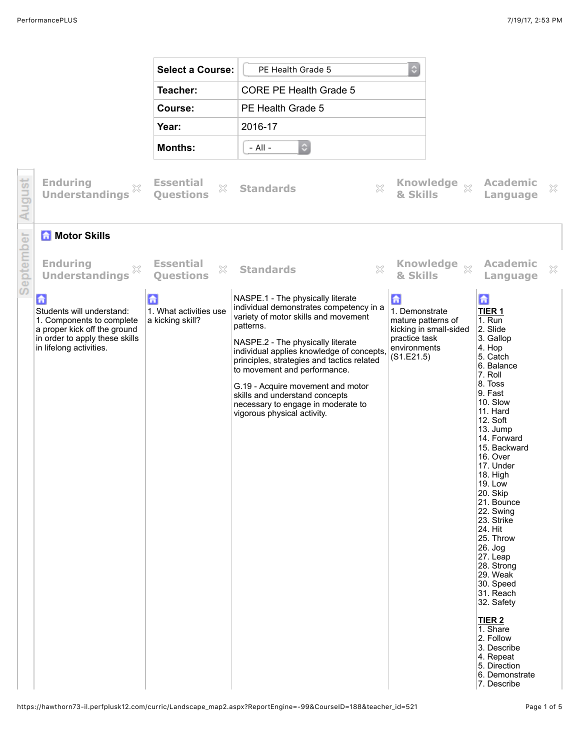| | |
|---|---|
| **Select a Course:** | PE Health Grade 5 |
| **Teacher:** | CORE PE Health Grade 5 |
| **Course:** | PE Health Grade 5 |
| **Year:** | 2016-17 |
| **Months:** | - All - |

## August

| Enduring Understandings | Essential Questions | Standards | Knowledge & Skills | Academic Language |
|---|---|---|---|---|

## September

### Motor Skills

| Enduring Understandings | Essential Questions | Standards | Knowledge & Skills | Academic Language |
|---|---|---|---|---|
| Students will understand:<br>1. Components to complete a proper kick off the ground in order to apply these skills in lifelong activities. | 1. What activities use a kicking skill? | NASPE.1 - The physically literate individual demonstrates competency in a variety of motor skills and movement patterns.<br><br>NASPE.2 - The physically literate individual applies knowledge of concepts, principles, strategies and tactics related to movement and performance.<br><br>G.19 - Acquire movement and motor skills and understand concepts necessary to engage in moderate to vigorous physical activity. | 1. Demonstrate mature patterns of kicking in small-sided practice task environments (S1.E21.5) | **TIER 1**<br>1. Run<br>2. Slide<br>3. Gallop<br>4. Hop<br>5. Catch<br>6. Balance<br>7. Roll<br>8. Toss<br>9. Fast<br>10. Slow<br>11. Hard<br>12. Soft<br>13. Jump<br>14. Forward<br>15. Backward<br>16. Over<br>17. Under<br>18. High<br>19. Low<br>20. Skip<br>21. Bounce<br>22. Swing<br>23. Strike<br>24. Hit<br>25. Throw<br>26. Jog<br>27. Leap<br>28. Strong<br>29. Weak<br>30. Speed<br>31. Reach<br>32. Safety<br><br>**TIER 2**<br>1. Share<br>2. Follow<br>3. Describe<br>4. Repeat<br>5. Direction<br>6. Demonstrate<br>7. Describe |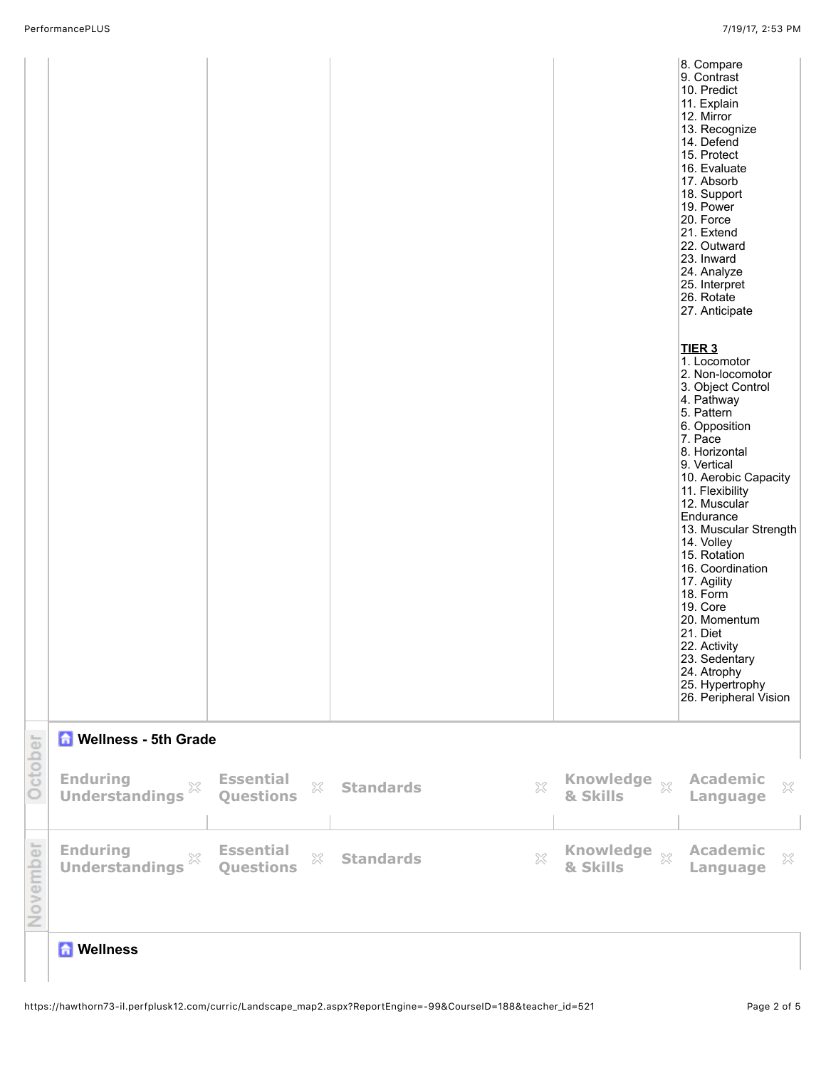| | | | | |
|---|---|---|---|---|
| | | | | 8. Compare<br>9. Contrast<br>10. Predict<br>11. Explain<br>12. Mirror<br>13. Recognize<br>14. Defend<br>15. Protect<br>16. Evaluate<br>17. Absorb<br>18. Support<br>19. Power<br>20. Force<br>21. Extend<br>22. Outward<br>23. Inward<br>24. Analyze<br>25. Interpret<br>26. Rotate<br>27. Anticipate<br><br>**TIER 3**<br>1. Locomotor<br>2. Non-locomotor<br>3. Object Control<br>4. Pathway<br>5. Pattern<br>6. Opposition<br>7. Pace<br>8. Horizontal<br>9. Vertical<br>10. Aerobic Capacity<br>11. Flexibility<br>12. Muscular Endurance<br>13. Muscular Strength<br>14. Volley<br>15. Rotation<br>16. Coordination<br>17. Agility<br>18. Form<br>19. Core<br>20. Momentum<br>21. Diet<br>22. Activity<br>23. Sedentary<br>24. Atrophy<br>25. Hypertrophy<br>26. Peripheral Vision |

## Wellness - 5th Grade

**October**

| Enduring Understandings | Essential Questions | Standards | Knowledge & Skills | Academic Language |
|---|---|---|---|---|
| | | | | |

**November**

| Enduring Understandings | Essential Questions | Standards | Knowledge & Skills | Academic Language |
|---|---|---|---|---|
| | | | | |

## Wellness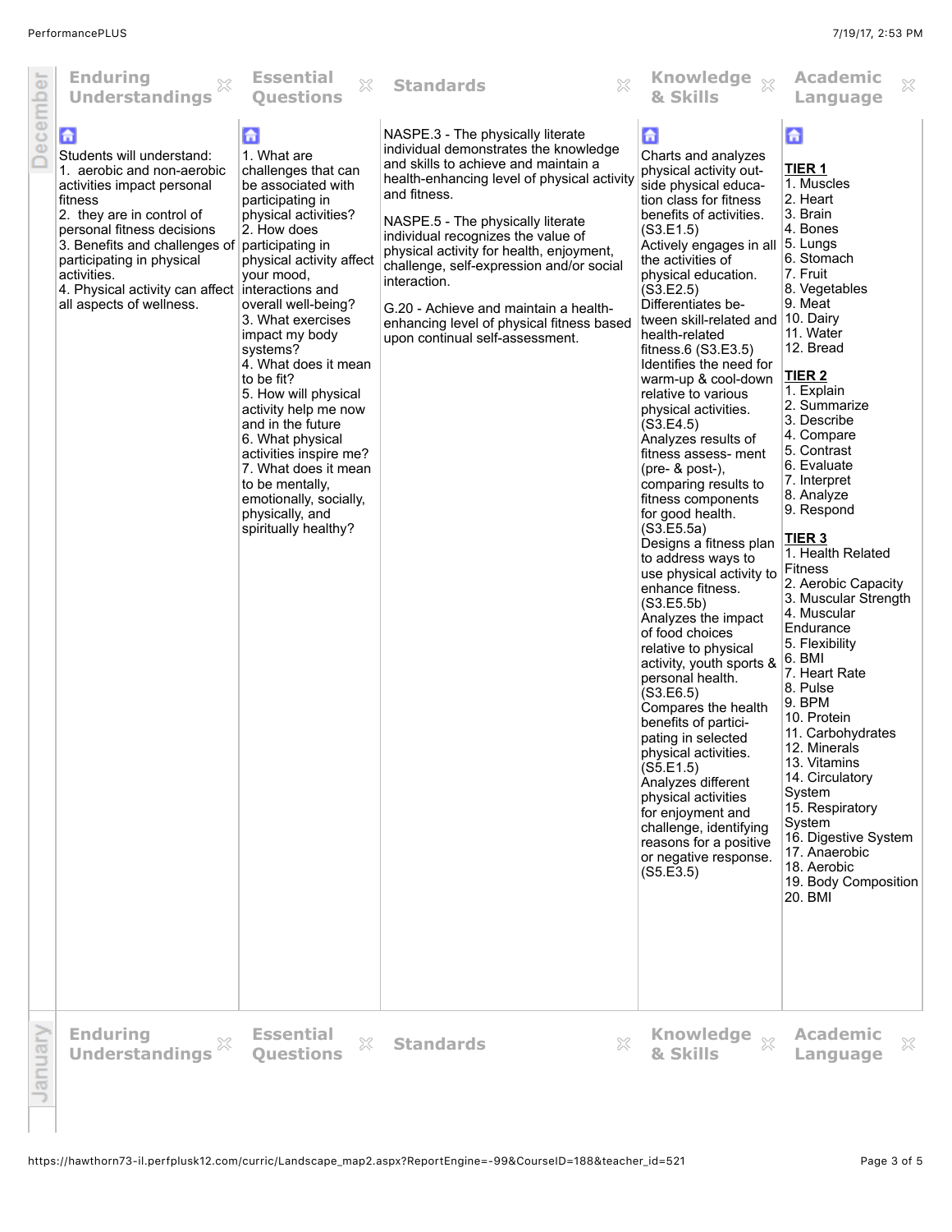## December

| Enduring Understandings | Essential Questions | Standards | Knowledge & Skills | Academic Language |
|---|---|---|---|---|
| Students will understand:<br>1. aerobic and non-aerobic activities impact personal fitness<br>2. they are in control of personal fitness decisions<br>3. Benefits and challenges of participating in physical activities.<br>4. Physical activity can affect all aspects of wellness. | 1. What are challenges that can be associated with participating in physical activities?<br>2. How does participating in physical activity affect your mood, interactions and overall well-being?<br>3. What exercises impact my body systems?<br>4. What does it mean to be fit?<br>5. How will physical activity help me now and in the future<br>6. What physical activities inspire me?<br>7. What does it mean to be mentally, emotionally, socially, physically, and spiritually healthy? | NASPE.3 - The physically literate individual demonstrates the knowledge and skills to achieve and maintain a health-enhancing level of physical activity and fitness.<br><br>NASPE.5 - The physically literate individual recognizes the value of physical activity for health, enjoyment, challenge, self-expression and/or social interaction.<br><br>G.20 - Achieve and maintain a health-enhancing level of physical fitness based upon continual self-assessment. | Charts and analyzes physical activity outside physical education class for fitness benefits of activities. (S3.E1.5)<br>Actively engages in all the activities of physical education. (S3.E2.5)<br>Differentiates between skill-related and health-related fitness.6 (S3.E3.5)<br>Identifies the need for warm-up & cool-down relative to various physical activities. (S3.E4.5)<br>Analyzes results of fitness assess- ment (pre- & post-), comparing results to fitness components for good health. (S3.E5.5a)<br>Designs a fitness plan to address ways to use physical activity to enhance fitness. (S3.E5.5b)<br>Analyzes the impact of food choices relative to physical activity, youth sports & personal health. (S3.E6.5)<br>Compares the health benefits of participating in selected physical activities. (S5.E1.5)<br>Analyzes different physical activities for enjoyment and challenge, identifying reasons for a positive or negative response. (S5.E3.5) | **TIER 1**<br>1. Muscles<br>2. Heart<br>3. Brain<br>4. Bones<br>5. Lungs<br>6. Stomach<br>7. Fruit<br>8. Vegetables<br>9. Meat<br>10. Dairy<br>11. Water<br>12. Bread<br><br>**TIER 2**<br>1. Explain<br>2. Summarize<br>3. Describe<br>4. Compare<br>5. Contrast<br>6. Evaluate<br>7. Interpret<br>8. Analyze<br>9. Respond<br><br>**TIER 3**<br>1. Health Related Fitness<br>2. Aerobic Capacity<br>3. Muscular Strength<br>4. Muscular Endurance<br>5. Flexibility<br>6. BMI<br>7. Heart Rate<br>8. Pulse<br>9. BPM<br>10. Protein<br>11. Carbohydrates<br>12. Minerals<br>13. Vitamins<br>14. Circulatory System<br>15. Respiratory System<br>16. Digestive System<br>17. Anaerobic<br>18. Aerobic<br>19. Body Composition<br>20. BMI |

## January

| Enduring Understandings | Essential Questions | Standards | Knowledge & Skills | Academic Language |
|---|---|---|---|---|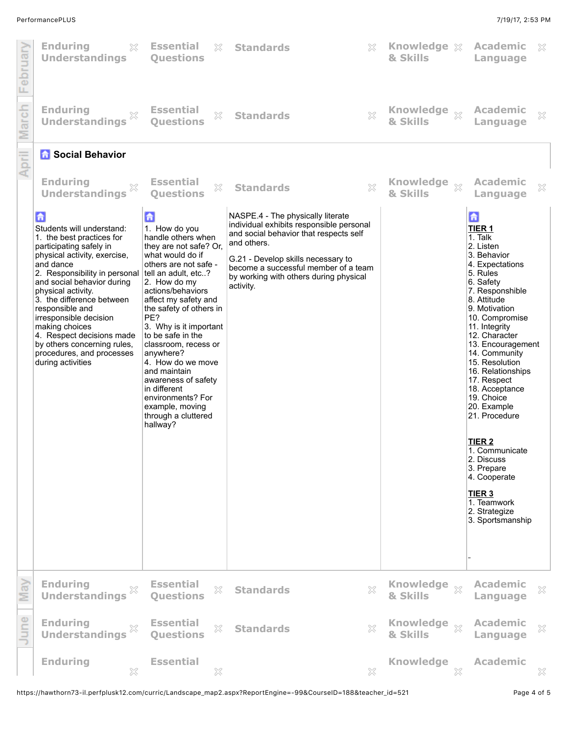| | Enduring Understandings | Essential Questions | Standards | Knowledge & Skills | Academic Language |
|---|---|---|---|---|---|
| February | | | | | |
| March | | | | | |

## Social Behavior

| | Enduring Understandings | Essential Questions | Standards | Knowledge & Skills | Academic Language |
|---|---|---|---|---|---|
| April | Students will understand:<br>1. the best practices for participating safely in physical activity, exercise, and dance<br>2. Responsibility in personal and social behavior during physical activity.<br>3. the difference between responsible and irresponsible decision making choices<br>4. Respect decisions made by others concerning rules, procedures, and processes during activities | 1. How do you handle others when they are not safe? Or, what would do if others are not safe - tell an adult, etc..?<br>2. How do my actions/behaviors affect my safety and the safety of others in PE?<br>3. Why is it important to be safe in the classroom, recess or anywhere?<br>4. How do we move and maintain awareness of safety in different environments? For example, moving through a cluttered hallway? | NASPE.4 - The physically literate individual exhibits responsible personal and social behavior that respects self and others.<br><br>G.21 - Develop skills necessary to become a successful member of a team by working with others during physical activity. | | **TIER 1**<br>1. Talk<br>2. Listen<br>3. Behavior<br>4. Expectations<br>5. Rules<br>6. Safety<br>7. Responsible<br>8. Attitude<br>9. Motivation<br>10. Compromise<br>11. Integrity<br>12. Character<br>13. Encouragement<br>14. Community<br>15. Resolution<br>16. Relationships<br>17. Respect<br>18. Acceptance<br>19. Choice<br>20. Example<br>21. Procedure<br><br>**TIER 2**<br>1. Communicate<br>2. Discuss<br>3. Prepare<br>4. Cooperate<br><br>**TIER 3**<br>1. Teamwork<br>2. Strategize<br>3. Sportsmanship<br><br>- |
| May | | | | | |
| June | | | | | |